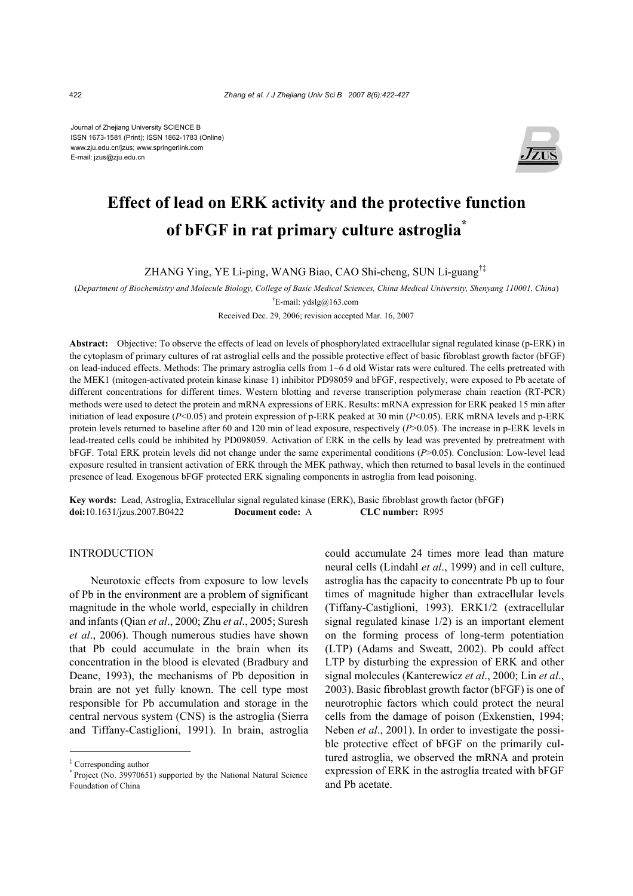Journal of Zhejiang University SCIENCE B
ISSN 1673-1581 (Print); ISSN 1862-1783 (Online)
www.zju.edu.cn/jzus; www.springerlink.com
E-mail: jzus@zju.edu.cn

# Effect of lead on ERK activity and the protective function of bFGF in rat primary culture astroglia*

ZHANG Ying, YE Li-ping, WANG Biao, CAO Shi-cheng, SUN Li-guang[†‡]

(*Department of Biochemistry and Molecule Biology, College of Basic Medical Sciences, China Medical University, Shenyang 110001, China*)

[†]E-mail: ydslg@163.com

Received Dec. 29, 2006; revision accepted Mar. 16, 2007

**Abstract:** Objective: To observe the effects of lead on levels of phosphorylated extracellular signal regulated kinase (p-ERK) in the cytoplasm of primary cultures of rat astroglial cells and the possible protective effect of basic fibroblast growth factor (bFGF) on lead-induced effects. Methods: The primary astroglia cells from 1~6 d old Wistar rats were cultured. The cells pretreated with the MEK1 (mitogen-activated protein kinase kinase 1) inhibitor PD98059 and bFGF, respectively, were exposed to Pb acetate of different concentrations for different times. Western blotting and reverse transcription polymerase chain reaction (RT-PCR) methods were used to detect the protein and mRNA expressions of ERK. Results: mRNA expression for ERK peaked 15 min after initiation of lead exposure ($P<0.05$) and protein expression of p-ERK peaked at 30 min ($P<0.05$). ERK mRNA levels and p-ERK protein levels returned to baseline after 60 and 120 min of lead exposure, respectively ($P>0.05$). The increase in p-ERK levels in lead-treated cells could be inhibited by PD098059. Activation of ERK in the cells by lead was prevented by pretreatment with bFGF. Total ERK protein levels did not change under the same experimental conditions ($P>0.05$). Conclusion: Low-level lead exposure resulted in transient activation of ERK through the MEK pathway, which then returned to basal levels in the continued presence of lead. Exogenous bFGF protected ERK signaling components in astroglia from lead poisoning.

**Key words:** Lead, Astroglia, Extracellular signal regulated kinase (ERK), Basic fibroblast growth factor (bFGF)
**doi:**10.1631/jzus.2007.B0422 **Document code:** A **CLC number:** R995

## INTRODUCTION

Neurotoxic effects from exposure to low levels of Pb in the environment are a problem of significant magnitude in the whole world, especially in children and infants (Qian *et al*., 2000; Zhu *et al*., 2005; Suresh *et al*., 2006). Though numerous studies have shown that Pb could accumulate in the brain when its concentration in the blood is elevated (Bradbury and Deane, 1993), the mechanisms of Pb deposition in brain are not yet fully known. The cell type most responsible for Pb accumulation and storage in the central nervous system (CNS) is the astroglia (Sierra and Tiffany-Castiglioni, 1991). In brain, astroglia could accumulate 24 times more lead than mature neural cells (Lindahl *et al*., 1999) and in cell culture, astroglia has the capacity to concentrate Pb up to four times of magnitude higher than extracellular levels (Tiffany-Castiglioni, 1993). ERK1/2 (extracellular signal regulated kinase 1/2) is an important element on the forming process of long-term potentiation (LTP) (Adams and Sweatt, 2002). Pb could affect LTP by disturbing the expression of ERK and other signal molecules (Kanterewicz *et al*., 2000; Lin *et al*., 2003). Basic fibroblast growth factor (bFGF) is one of neurotrophic factors which could protect the neural cells from the damage of poison (Exkenstien, 1994; Neben *et al*., 2001). In order to investigate the possible protective effect of bFGF on the primarily cultured astroglia, we observed the mRNA and protein expression of ERK in the astroglia treated with bFGF and Pb acetate.

---

[‡] Corresponding author

[*] Project (No. 39970651) supported by the National Natural Science Foundation of China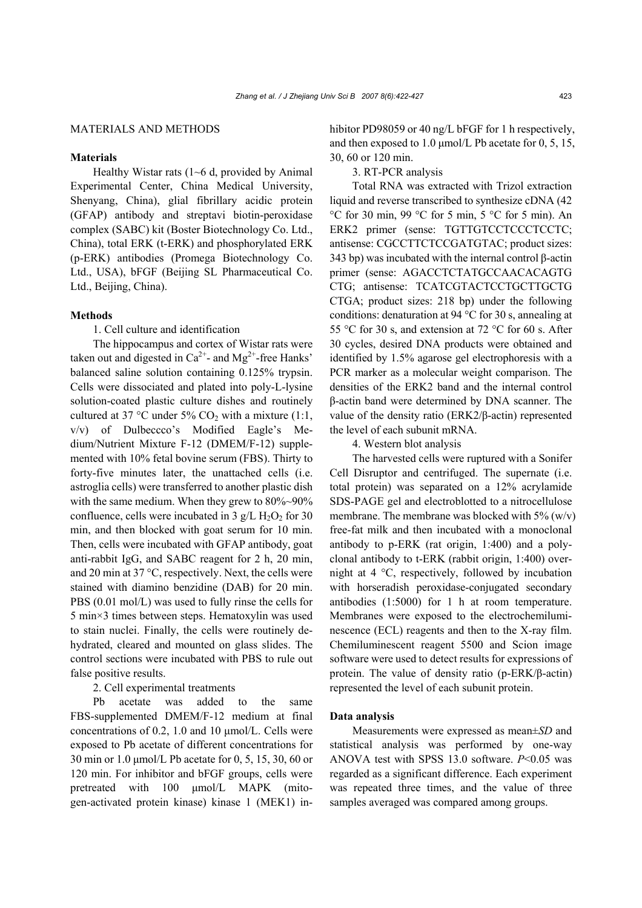## MATERIALS AND METHODS

### Materials

Healthy Wistar rats (1~6 d, provided by Animal Experimental Center, China Medical University, Shenyang, China), glial fibrillary acidic protein (GFAP) antibody and streptavi biotin-peroxidase complex (SABC) kit (Boster Biotechnology Co. Ltd., China), total ERK (t-ERK) and phosphorylated ERK (p-ERK) antibodies (Promega Biotechnology Co. Ltd., USA), bFGF (Beijing SL Pharmaceutical Co. Ltd., Beijing, China).

### Methods

1. Cell culture and identification

The hippocampus and cortex of Wistar rats were taken out and digested in $Ca^{2+}$- and $Mg^{2+}$-free Hanks' balanced saline solution containing 0.125% trypsin. Cells were dissociated and plated into poly-L-lysine solution-coated plastic culture dishes and routinely cultured at 37 °C under 5% $CO_2$ with a mixture (1:1, v/v) of Dulbeccco's Modified Eagle's Medium/Nutrient Mixture F-12 (DMEM/F-12) supplemented with 10% fetal bovine serum (FBS). Thirty to forty-five minutes later, the unattached cells (i.e. astroglia cells) were transferred to another plastic dish with the same medium. When they grew to 80%~90% confluence, cells were incubated in 3 g/L $H_2O_2$ for 30 min, and then blocked with goat serum for 10 min. Then, cells were incubated with GFAP antibody, goat anti-rabbit IgG, and SABC reagent for 2 h, 20 min, and 20 min at 37 °C, respectively. Next, the cells were stained with diamino benzidine (DAB) for 20 min. PBS (0.01 mol/L) was used to fully rinse the cells for 5 min×3 times between steps. Hematoxylin was used to stain nuclei. Finally, the cells were routinely dehydrated, cleared and mounted on glass slides. The control sections were incubated with PBS to rule out false positive results.

2. Cell experimental treatments

Pb acetate was added to the same FBS-supplemented DMEM/F-12 medium at final concentrations of 0.2, 1.0 and 10 μmol/L. Cells were exposed to Pb acetate of different concentrations for 30 min or 1.0 μmol/L Pb acetate for 0, 5, 15, 30, 60 or 120 min. For inhibitor and bFGF groups, cells were pretreated with 100 μmol/L MAPK (mitogen-activated protein kinase) kinase 1 (MEK1) inhibitor PD98059 or 40 ng/L bFGF for 1 h respectively, and then exposed to 1.0 μmol/L Pb acetate for 0, 5, 15, 30, 60 or 120 min.

3. RT-PCR analysis

Total RNA was extracted with Trizol extraction liquid and reverse transcribed to synthesize cDNA (42 °C for 30 min, 99 °C for 5 min, 5 °C for 5 min). An ERK2 primer (sense: TGTTGTCCTCCCTCCTC; antisense: CGCCTTCTCCGATGTAC; product sizes: 343 bp) was incubated with the internal control β-actin primer (sense: AGACCTCTATGCCAACACAGTG CTG; antisense: TCATCGTACTCCTGCTTGCTG CTGA; product sizes: 218 bp) under the following conditions: denaturation at 94 °C for 30 s, annealing at 55 °C for 30 s, and extension at 72 °C for 60 s. After 30 cycles, desired DNA products were obtained and identified by 1.5% agarose gel electrophoresis with a PCR marker as a molecular weight comparison. The densities of the ERK2 band and the internal control β-actin band were determined by DNA scanner. The value of the density ratio (ERK2/β-actin) represented the level of each subunit mRNA.

4. Western blot analysis

The harvested cells were ruptured with a Sonifer Cell Disruptor and centrifuged. The supernate (i.e. total protein) was separated on a 12% acrylamide SDS-PAGE gel and electroblotted to a nitrocellulose membrane. The membrane was blocked with 5% (w/v) free-fat milk and then incubated with a monoclonal antibody to p-ERK (rat origin, 1:400) and a polyclonal antibody to t-ERK (rabbit origin, 1:400) overnight at 4 °C, respectively, followed by incubation with horseradish peroxidase-conjugated secondary antibodies (1:5000) for 1 h at room temperature. Membranes were exposed to the electrochemiluminescence (ECL) reagents and then to the X-ray film. Chemiluminescent reagent 5500 and Scion image software were used to detect results for expressions of protein. The value of density ratio (p-ERK/β-actin) represented the level of each subunit protein.

### Data analysis

Measurements were expressed as mean±*SD* and statistical analysis was performed by one-way ANOVA test with SPSS 13.0 software. $P<0.05$ was regarded as a significant difference. Each experiment was repeated three times, and the value of three samples averaged was compared among groups.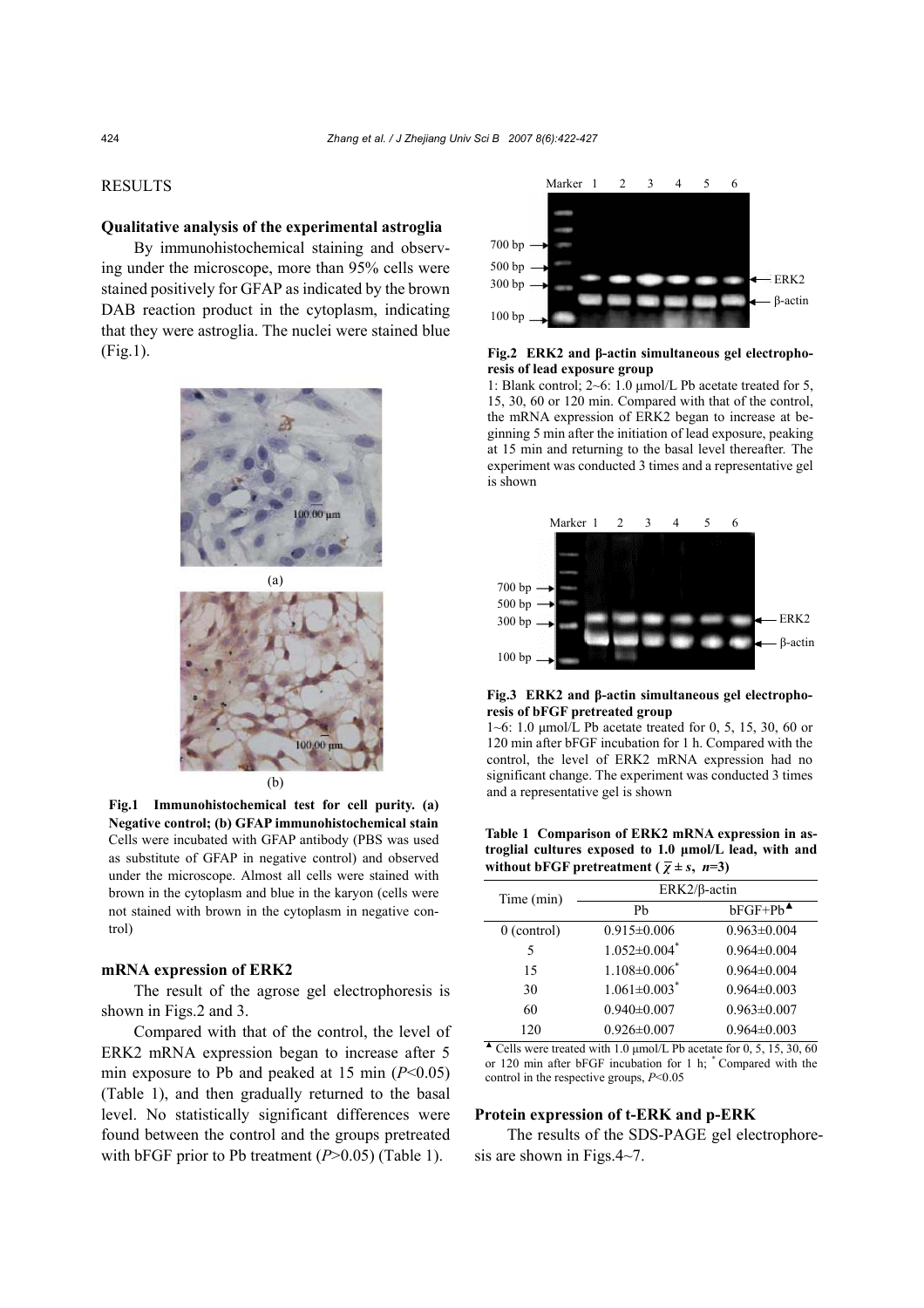## RESULTS

### Qualitative analysis of the experimental astroglia

By immunohistochemical staining and observing under the microscope, more than 95% cells were stained positively for GFAP as indicated by the brown DAB reaction product in the cytoplasm, indicating that they were astroglia. The nuclei were stained blue (Fig.1).

100.00 μm

(a)

100.00 μm

(b)

**Fig.1 Immunohistochemical test for cell purity. (a) Negative control; (b) GFAP immunohistochemical stain**
Cells were incubated with GFAP antibody (PBS was used as substitute of GFAP in negative control) and observed under the microscope. Almost all cells were stained with brown in the cytoplasm and blue in the karyon (cells were not stained with brown in the cytoplasm in negative control)

### mRNA expression of ERK2

The result of the agrose gel electrophoresis is shown in Figs.2 and 3.

Compared with that of the control, the level of ERK2 mRNA expression began to increase after 5 min exposure to Pb and peaked at 15 min ($P<0.05$) (Table 1), and then gradually returned to the basal level. No statistically significant differences were found between the control and the groups pretreated with bFGF prior to Pb treatment ($P>0.05$) (Table 1).

Marker 1 2 3 4 5 6

700 bp
500 bp
300 bp
100 bp

ERK2
β-actin

**Fig.2 ERK2 and β-actin simultaneous gel electrophoresis of lead exposure group**
1: Blank control; 2~6: 1.0 μmol/L Pb acetate treated for 5, 15, 30, 60 or 120 min. Compared with that of the control, the mRNA expression of ERK2 began to increase at beginning 5 min after the initiation of lead exposure, peaking at 15 min and returning to the basal level thereafter. The experiment was conducted 3 times and a representative gel is shown

Marker 1 2 3 4 5 6

700 bp
500 bp
300 bp
100 bp

ERK2
β-actin

**Fig.3 ERK2 and β-actin simultaneous gel electrophoresis of bFGF pretreated group**
1~6: 1.0 μmol/L Pb acetate treated for 0, 5, 15, 30, 60 or 120 min after bFGF incubation for 1 h. Compared with the control, the level of ERK2 mRNA expression had no significant change. The experiment was conducted 3 times and a representative gel is shown

**Table 1 Comparison of ERK2 mRNA expression in astroglial cultures exposed to 1.0 μmol/L lead, with and without bFGF pretreatment ($\overline{\chi} \pm s$, $n$=3)**

| Time (min) | ERK2/β-actin | |
|---|---|---|
| | Pb | bFGF+Pb▲ |
| 0 (control) | 0.915±0.006 | 0.963±0.004 |
| 5 | 1.052±0.004* | 0.964±0.004 |
| 15 | 1.108±0.006* | 0.964±0.004 |
| 30 | 1.061±0.003* | 0.964±0.003 |
| 60 | 0.940±0.007 | 0.963±0.007 |
| 120 | 0.926±0.007 | 0.964±0.003 |

▲ Cells were treated with 1.0 μmol/L Pb acetate for 0, 5, 15, 30, 60 or 120 min after bFGF incubation for 1 h; * Compared with the control in the respective groups, $P<0.05$

### Protein expression of t-ERK and p-ERK

The results of the SDS-PAGE gel electrophoresis are shown in Figs.4~7.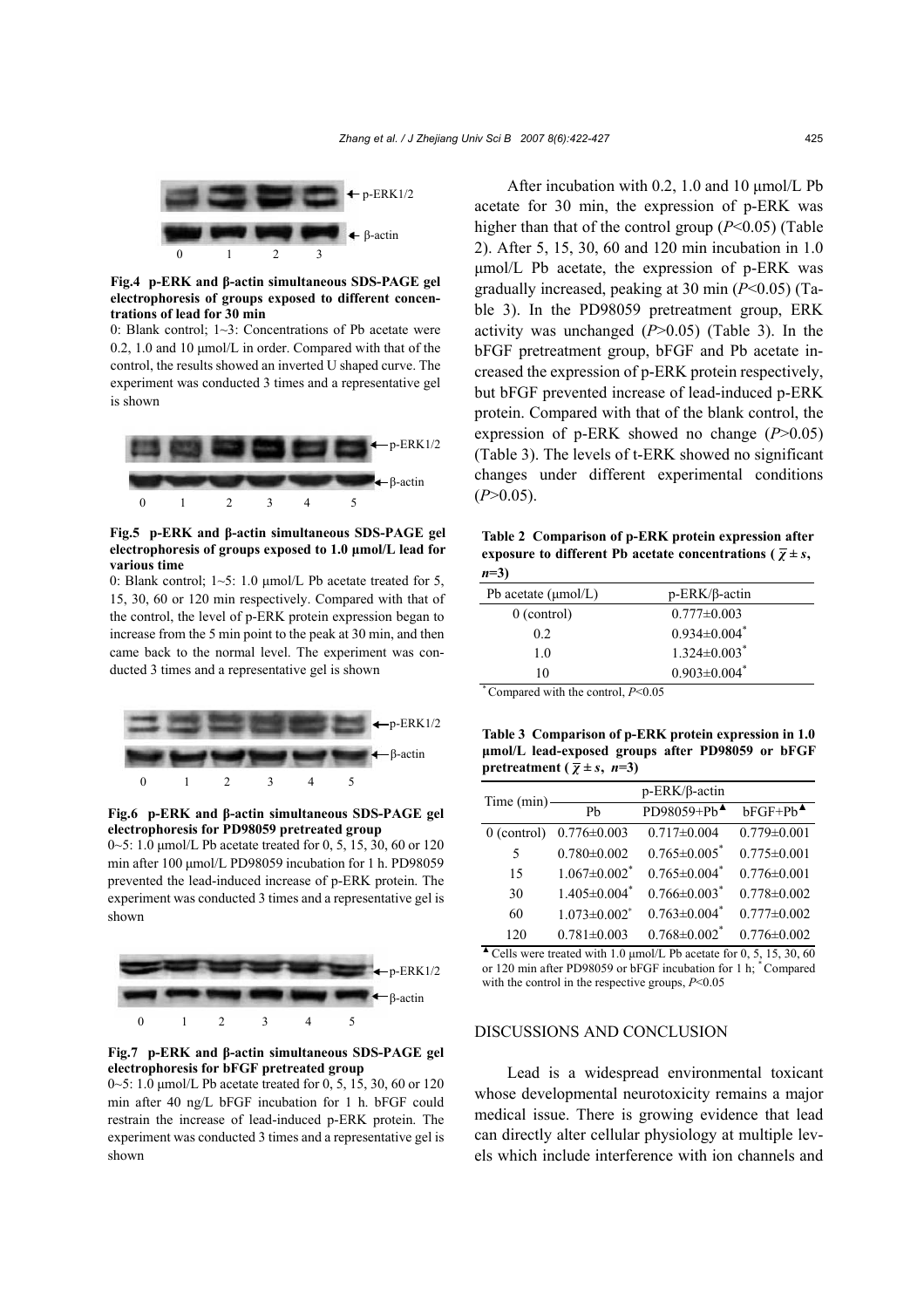p-ERK1/2

β-actin

0 1 2 3

**Fig.4 p-ERK and β-actin simultaneous SDS-PAGE gel electrophoresis of groups exposed to different concentrations of lead for 30 min**

0: Blank control; 1~3: Concentrations of Pb acetate were 0.2, 1.0 and 10 μmol/L in order. Compared with that of the control, the results showed an inverted U shaped curve. The experiment was conducted 3 times and a representative gel is shown

p-ERK1/2

β-actin

0 1 2 3 4 5

**Fig.5 p-ERK and β-actin simultaneous SDS-PAGE gel electrophoresis of groups exposed to 1.0 μmol/L lead for various time**

0: Blank control; 1~5: 1.0 μmol/L Pb acetate treated for 5, 15, 30, 60 or 120 min respectively. Compared with that of the control, the level of p-ERK protein expression began to increase from the 5 min point to the peak at 30 min, and then came back to the normal level. The experiment was conducted 3 times and a representative gel is shown

p-ERK1/2

β-actin

0 1 2 3 4 5

**Fig.6 p-ERK and β-actin simultaneous SDS-PAGE gel electrophoresis for PD98059 pretreated group**

0~5: 1.0 μmol/L Pb acetate treated for 0, 5, 15, 30, 60 or 120 min after 100 μmol/L PD98059 incubation for 1 h. PD98059 prevented the lead-induced increase of p-ERK protein. The experiment was conducted 3 times and a representative gel is shown

p-ERK1/2

β-actin

0 1 2 3 4 5

**Fig.7 p-ERK and β-actin simultaneous SDS-PAGE gel electrophoresis for bFGF pretreated group**

0~5: 1.0 μmol/L Pb acetate treated for 0, 5, 15, 30, 60 or 120 min after 40 ng/L bFGF incubation for 1 h. bFGF could restrain the increase of lead-induced p-ERK protein. The experiment was conducted 3 times and a representative gel is shown

After incubation with 0.2, 1.0 and 10 μmol/L Pb acetate for 30 min, the expression of p-ERK was higher than that of the control group ($P<0.05$) (Table 2). After 5, 15, 30, 60 and 120 min incubation in 1.0 μmol/L Pb acetate, the expression of p-ERK was gradually increased, peaking at 30 min ($P<0.05$) (Table 3). In the PD98059 pretreatment group, ERK activity was unchanged ($P>0.05$) (Table 3). In the bFGF pretreatment group, bFGF and Pb acetate increased the expression of p-ERK protein respectively, but bFGF prevented increase of lead-induced p-ERK protein. Compared with that of the blank control, the expression of p-ERK showed no change ($P>0.05$) (Table 3). The levels of t-ERK showed no significant changes under different experimental conditions ($P>0.05$).

**Table 2 Comparison of p-ERK protein expression after exposure to different Pb acetate concentrations ($\bar{\chi}\pm s$, $n$=3)**

| Pb acetate (μmol/L) | p-ERK/β-actin |
|---|---|
| 0 (control) | 0.777±0.003 |
| 0.2 | 0.934±0.004* |
| 1.0 | 1.324±0.003* |
| 10 | 0.903±0.004* |

\* Compared with the control, $P<0.05$

**Table 3 Comparison of p-ERK protein expression in 1.0 μmol/L lead-exposed groups after PD98059 or bFGF pretreatment ($\bar{\chi}\pm s$, $n$=3)**

| Time (min) | p-ERK/β-actin | | |
|---|---|---|---|
| | Pb | PD98059+Pb▲ | bFGF+Pb▲ |
| 0 (control) | 0.776±0.003 | 0.717±0.004 | 0.779±0.001 |
| 5 | 0.780±0.002 | 0.765±0.005* | 0.775±0.001 |
| 15 | 1.067±0.002* | 0.765±0.004* | 0.776±0.001 |
| 30 | 1.405±0.004* | 0.766±0.003* | 0.778±0.002 |
| 60 | 1.073±0.002* | 0.763±0.004* | 0.777±0.002 |
| 120 | 0.781±0.003 | 0.768±0.002* | 0.776±0.002 |

▲ Cells were treated with 1.0 μmol/L Pb acetate for 0, 5, 15, 30, 60 or 120 min after PD98059 or bFGF incubation for 1 h; * Compared with the control in the respective groups, $P<0.05$

## DISCUSSIONS AND CONCLUSION

Lead is a widespread environmental toxicant whose developmental neurotoxicity remains a major medical issue. There is growing evidence that lead can directly alter cellular physiology at multiple levels which include interference with ion channels and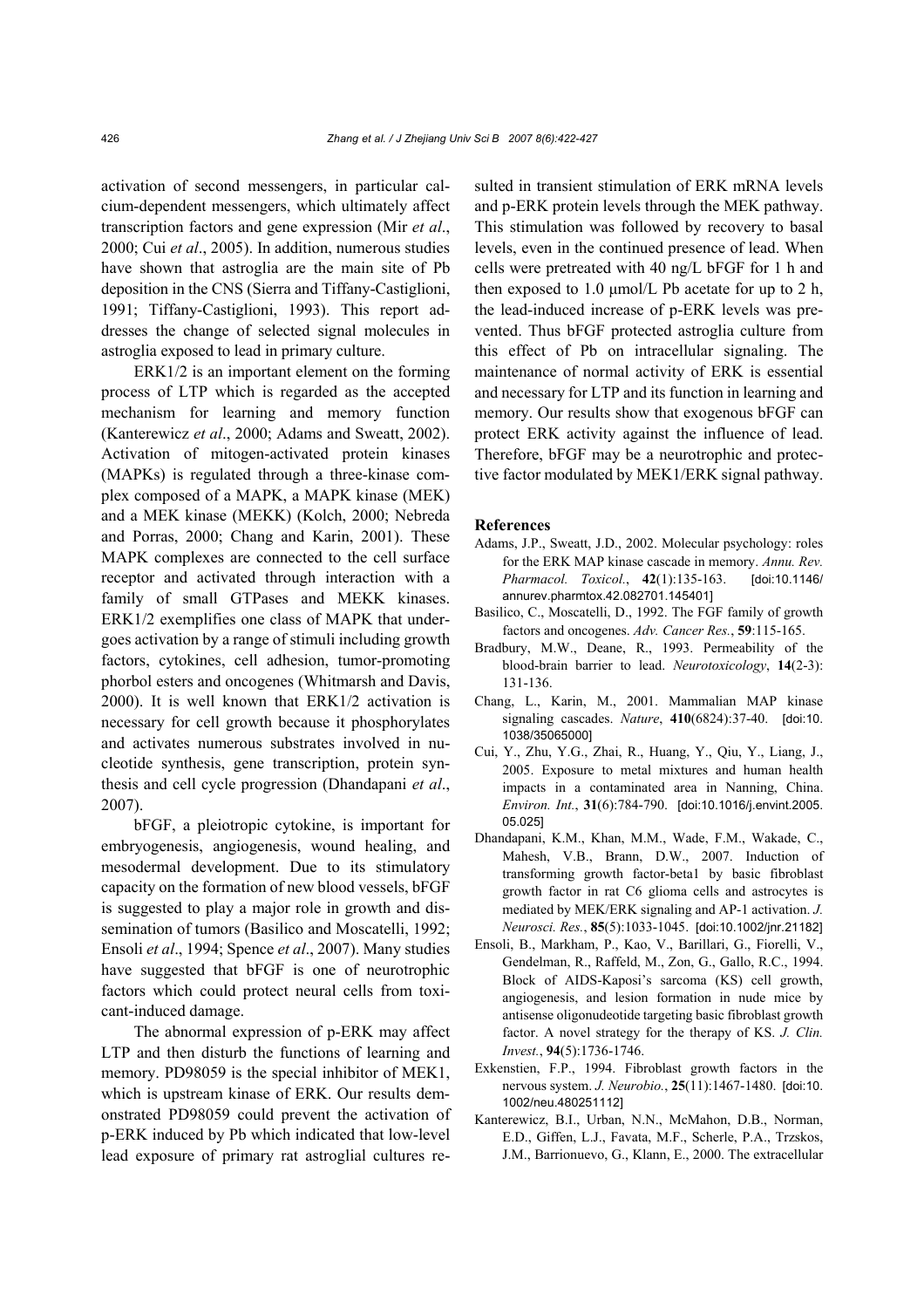activation of second messengers, in particular calcium-dependent messengers, which ultimately affect transcription factors and gene expression (Mir *et al*., 2000; Cui *et al*., 2005). In addition, numerous studies have shown that astroglia are the main site of Pb deposition in the CNS (Sierra and Tiffany-Castiglioni, 1991; Tiffany-Castiglioni, 1993). This report addresses the change of selected signal molecules in astroglia exposed to lead in primary culture.

ERK1/2 is an important element on the forming process of LTP which is regarded as the accepted mechanism for learning and memory function (Kanterewicz *et al*., 2000; Adams and Sweatt, 2002). Activation of mitogen-activated protein kinases (MAPKs) is regulated through a three-kinase complex composed of a MAPK, a MAPK kinase (MEK) and a MEK kinase (MEKK) (Kolch, 2000; Nebreda and Porras, 2000; Chang and Karin, 2001). These MAPK complexes are connected to the cell surface receptor and activated through interaction with a family of small GTPases and MEKK kinases. ERK1/2 exemplifies one class of MAPK that undergoes activation by a range of stimuli including growth factors, cytokines, cell adhesion, tumor-promoting phorbol esters and oncogenes (Whitmarsh and Davis, 2000). It is well known that ERK1/2 activation is necessary for cell growth because it phosphorylates and activates numerous substrates involved in nucleotide synthesis, gene transcription, protein synthesis and cell cycle progression (Dhandapani *et al*., 2007).

bFGF, a pleiotropic cytokine, is important for embryogenesis, angiogenesis, wound healing, and mesodermal development. Due to its stimulatory capacity on the formation of new blood vessels, bFGF is suggested to play a major role in growth and dissemination of tumors (Basilico and Moscatelli, 1992; Ensoli *et al*., 1994; Spence *et al*., 2007). Many studies have suggested that bFGF is one of neurotrophic factors which could protect neural cells from toxicant-induced damage.

The abnormal expression of p-ERK may affect LTP and then disturb the functions of learning and memory. PD98059 is the special inhibitor of MEK1, which is upstream kinase of ERK. Our results demonstrated PD98059 could prevent the activation of p-ERK induced by Pb which indicated that low-level lead exposure of primary rat astroglial cultures resulted in transient stimulation of ERK mRNA levels and p-ERK protein levels through the MEK pathway. This stimulation was followed by recovery to basal levels, even in the continued presence of lead. When cells were pretreated with 40 ng/L bFGF for 1 h and then exposed to 1.0 μmol/L Pb acetate for up to 2 h, the lead-induced increase of p-ERK levels was prevented. Thus bFGF protected astroglia culture from this effect of Pb on intracellular signaling. The maintenance of normal activity of ERK is essential and necessary for LTP and its function in learning and memory. Our results show that exogenous bFGF can protect ERK activity against the influence of lead. Therefore, bFGF may be a neurotrophic and protective factor modulated by MEK1/ERK signal pathway.

## References

Adams, J.P., Sweatt, J.D., 2002. Molecular psychology: roles for the ERK MAP kinase cascade in memory. *Annu. Rev. Pharmacol. Toxicol.*, **42**(1):135-163. [doi:10.1146/annurev.pharmtox.42.082701.145401]

Basilico, C., Moscatelli, D., 1992. The FGF family of growth factors and oncogenes. *Adv. Cancer Res.*, **59**:115-165.

Bradbury, M.W., Deane, R., 1993. Permeability of the blood-brain barrier to lead. *Neurotoxicology*, **14**(2-3):131-136.

Chang, L., Karin, M., 2001. Mammalian MAP kinase signaling cascades. *Nature*, **410**(6824):37-40. [doi:10.1038/35065000]

Cui, Y., Zhu, Y.G., Zhai, R., Huang, Y., Qiu, Y., Liang, J., 2005. Exposure to metal mixtures and human health impacts in a contaminated area in Nanning, China. *Environ. Int.*, **31**(6):784-790. [doi:10.1016/j.envint.2005.05.025]

Dhandapani, K.M., Khan, M.M., Wade, F.M., Wakade, C., Mahesh, V.B., Brann, D.W., 2007. Induction of transforming growth factor-beta1 by basic fibroblast growth factor in rat C6 glioma cells and astrocytes is mediated by MEK/ERK signaling and AP-1 activation. *J. Neurosci. Res.*, **85**(5):1033-1045. [doi:10.1002/jnr.21182]

Ensoli, B., Markham, P., Kao, V., Barillari, G., Fiorelli, V., Gendelman, R., Raffeld, M., Zon, G., Gallo, R.C., 1994. Block of AIDS-Kaposi's sarcoma (KS) cell growth, angiogenesis, and lesion formation in nude mice by antisense oligonudeotide targeting basic fibroblast growth factor. A novel strategy for the therapy of KS. *J. Clin. Invest.*, **94**(5):1736-1746.

Exkenstien, F.P., 1994. Fibroblast growth factors in the nervous system. *J. Neurobio.*, **25**(11):1467-1480. [doi:10.1002/neu.480251112]

Kanterewicz, B.I., Urban, N.N., McMahon, D.B., Norman, E.D., Giffen, L.J., Favata, M.F., Scherle, P.A., Trzskos, J.M., Barrionuevo, G., Klann, E., 2000. The extracellular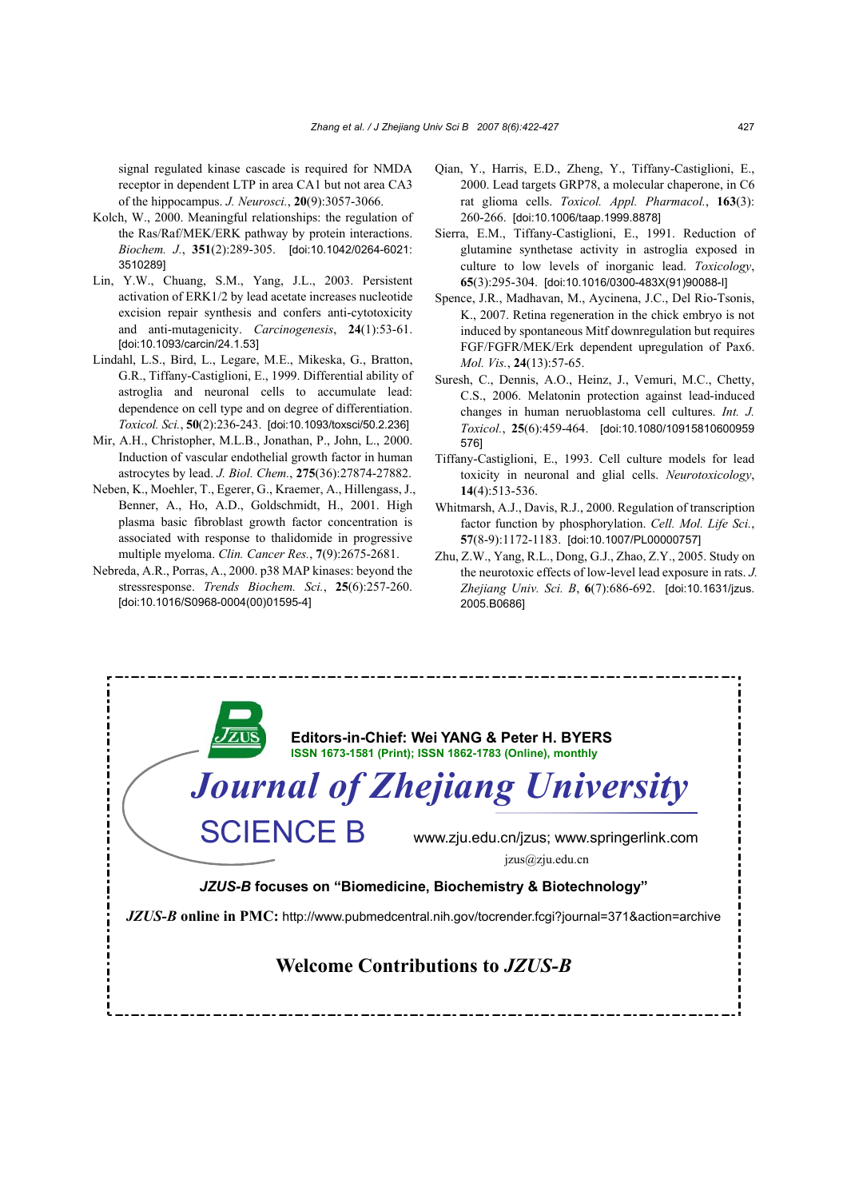signal regulated kinase cascade is required for NMDA receptor in dependent LTP in area CA1 but not area CA3 of the hippocampus. *J. Neurosci.*, **20**(9):3057-3066.

Kolch, W., 2000. Meaningful relationships: the regulation of the Ras/Raf/MEK/ERK pathway by protein interactions. *Biochem. J.*, **351**(2):289-305. [doi:10.1042/0264-6021:3510289]

Lin, Y.W., Chuang, S.M., Yang, J.L., 2003. Persistent activation of ERK1/2 by lead acetate increases nucleotide excision repair synthesis and confers anti-cytotoxicity and anti-mutagenicity. *Carcinogenesis*, **24**(1):53-61. [doi:10.1093/carcin/24.1.53]

Lindahl, L.S., Bird, L., Legare, M.E., Mikeska, G., Bratton, G.R., Tiffany-Castiglioni, E., 1999. Differential ability of astroglia and neuronal cells to accumulate lead: dependence on cell type and on degree of differentiation. *Toxicol. Sci.*, **50**(2):236-243. [doi:10.1093/toxsci/50.2.236]

Mir, A.H., Christopher, M.L.B., Jonathan, P., John, L., 2000. Induction of vascular endothelial growth factor in human astrocytes by lead. *J. Biol. Chem.*, **275**(36):27874-27882.

Neben, K., Moehler, T., Egerer, G., Kraemer, A., Hillengass, J., Benner, A., Ho, A.D., Goldschmidt, H., 2001. High plasma basic fibroblast growth factor concentration is associated with response to thalidomide in progressive multiple myeloma. *Clin. Cancer Res.*, **7**(9):2675-2681.

Nebreda, A.R., Porras, A., 2000. p38 MAP kinases: beyond the stressresponse. *Trends Biochem. Sci.*, **25**(6):257-260. [doi:10.1016/S0968-0004(00)01595-4]

Qian, Y., Harris, E.D., Zheng, Y., Tiffany-Castiglioni, E., 2000. Lead targets GRP78, a molecular chaperone, in C6 rat glioma cells. *Toxicol. Appl. Pharmacol.*, **163**(3):260-266. [doi:10.1006/taap.1999.8878]

Sierra, E.M., Tiffany-Castiglioni, E., 1991. Reduction of glutamine synthetase activity in astroglia exposed in culture to low levels of inorganic lead. *Toxicology*, **65**(3):295-304. [doi:10.1016/0300-483X(91)90088-I]

Spence, J.R., Madhavan, M., Aycinena, J.C., Del Rio-Tsonis, K., 2007. Retina regeneration in the chick embryo is not induced by spontaneous Mitf downregulation but requires FGF/FGFR/MEK/Erk dependent upregulation of Pax6. *Mol. Vis.*, **24**(13):57-65.

Suresh, C., Dennis, A.O., Heinz, J., Vemuri, M.C., Chetty, C.S., 2006. Melatonin protection against lead-induced changes in human neruoblastoma cell cultures. *Int. J. Toxicol.*, **25**(6):459-464. [doi:10.1080/10915810600959576]

Tiffany-Castiglioni, E., 1993. Cell culture models for lead toxicity in neuronal and glial cells. *Neurotoxicology*, **14**(4):513-536.

Whitmarsh, A.J., Davis, R.J., 2000. Regulation of transcription factor function by phosphorylation. *Cell. Mol. Life Sci.*, **57**(8-9):1172-1183. [doi:10.1007/PL00000757]

Zhu, Z.W., Yang, R.L., Dong, G.J., Zhao, Z.Y., 2005. Study on the neurotoxic effects of low-level lead exposure in rats. *J. Zhejiang Univ. Sci. B*, **6**(7):686-692. [doi:10.1631/jzus.2005.B0686]

---

**Editors-in-Chief: Wei YANG & Peter H. BYERS**

**ISSN 1673-1581 (Print); ISSN 1862-1783 (Online), monthly**

# *Journal of Zhejiang University*

## SCIENCE B

www.zju.edu.cn/jzus; www.springerlink.com

jzus@zju.edu.cn

***JZUS-B* focuses on "Biomedicine, Biochemistry & Biotechnology"**

***JZUS-B* online in PMC:** http://www.pubmedcentral.nih.gov/tocrender.fcgi?journal=371&action=archive

**Welcome Contributions to *JZUS-B***